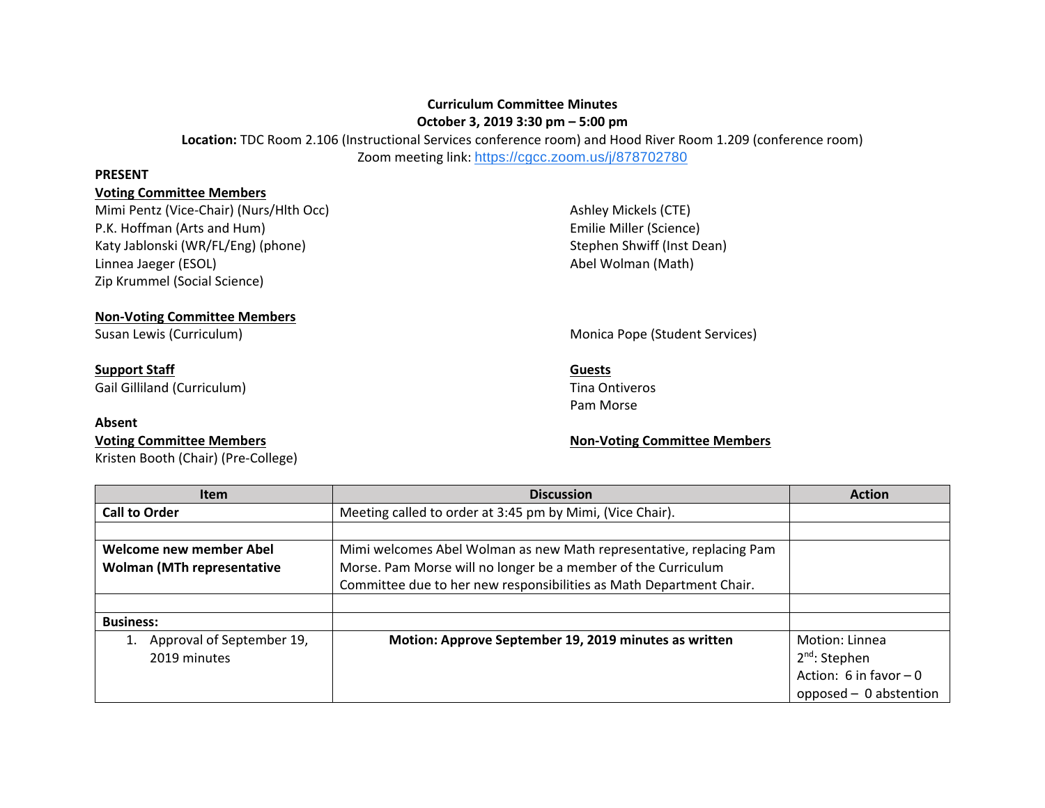**Curriculum Committee Minutes**
**October 3, 2019 3:30 pm – 5:00 pm**
**Location:** TDC Room 2.106 (Instructional Services conference room) and Hood River Room 1.209 (conference room)
Zoom meeting link: https://cgcc.zoom.us/j/878702780

**PRESENT**

**Voting Committee Members**

Mimi Pentz (Vice-Chair) (Nurs/Hlth Occ)
P.K. Hoffman (Arts and Hum)
Katy Jablonski (WR/FL/Eng) (phone)
Linnea Jaeger (ESOL)
Zip Krummel (Social Science)
Ashley Mickels (CTE)
Emilie Miller (Science)
Stephen Shwiff (Inst Dean)
Abel Wolman (Math)

**Non-Voting Committee Members**

Susan Lewis (Curriculum)
Monica Pope (Student Services)

**Support Staff**

Gail Gilliland (Curriculum)

**Guests**

Tina Ontiveros
Pam Morse

**Absent**

**Voting Committee Members**

Kristen Booth (Chair) (Pre-College)

**Non-Voting Committee Members**

| Item | Discussion | Action |
|---|---|---|
| **Call to Order** | Meeting called to order at 3:45 pm by Mimi, (Vice Chair). | |
| | | |
| **Welcome new member Abel Wolman (MTh representative** | Mimi welcomes Abel Wolman as new Math representative, replacing Pam Morse. Pam Morse will no longer be a member of the Curriculum Committee due to her new responsibilities as Math Department Chair. | |
| | | |
| **Business:** | | |
| 1. Approval of September 19, 2019 minutes | **Motion: Approve September 19, 2019 minutes as written** | Motion: Linnea<br>2nd: Stephen<br>Action: 6 in favor – 0 opposed – 0 abstention |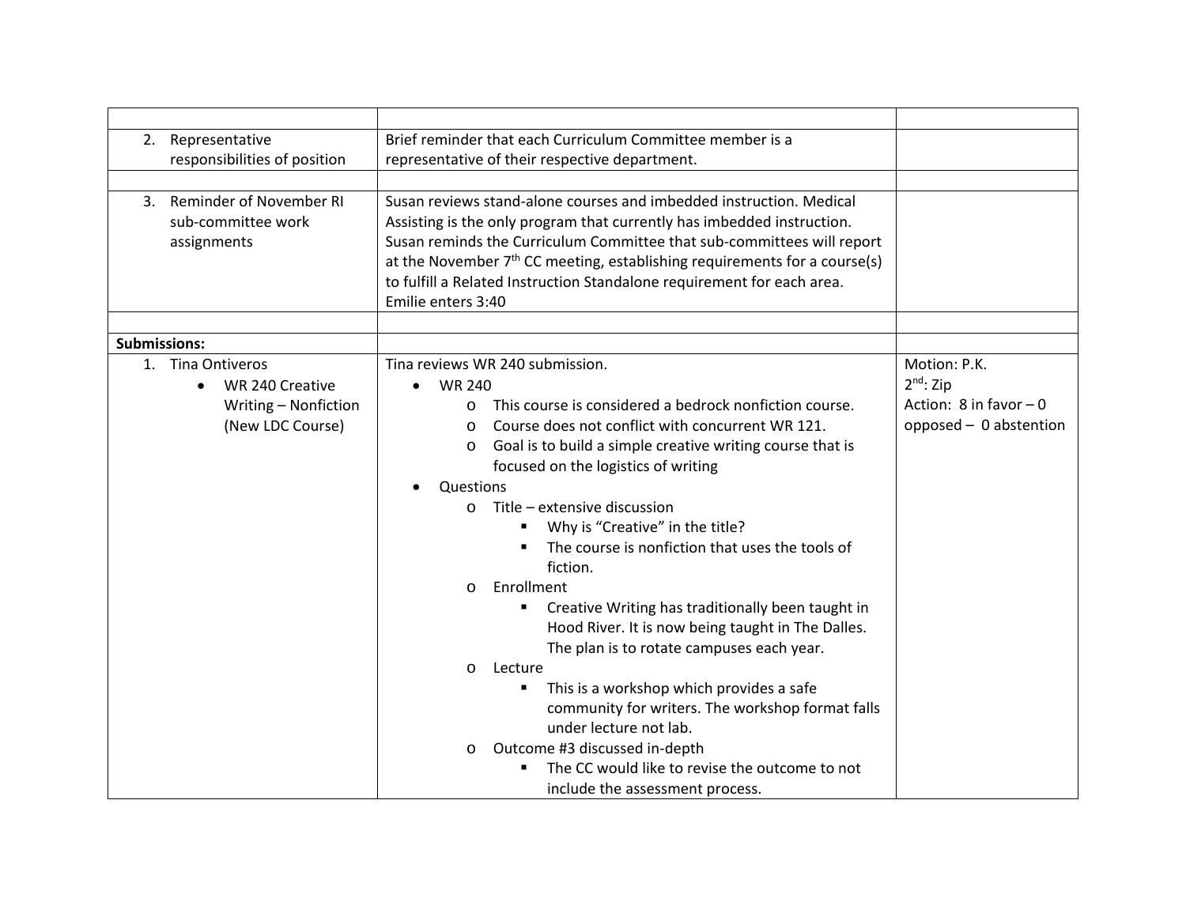| | | |
|---|---|---|
| 2. Representative responsibilities of position | Brief reminder that each Curriculum Committee member is a representative of their respective department. | |
| | | |
| 3. Reminder of November RI sub-committee work assignments | Susan reviews stand-alone courses and imbedded instruction. Medical Assisting is the only program that currently has imbedded instruction. Susan reminds the Curriculum Committee that sub-committees will report at the November 7th CC meeting, establishing requirements for a course(s) to fulfill a Related Instruction Standalone requirement for each area. Emilie enters 3:40 | |
| | | |
| **Submissions:** | | |
| 1. Tina Ontiveros <br> • WR 240 Creative Writing – Nonfiction (New LDC Course) | Tina reviews WR 240 submission. <br> • WR 240 <br> o This course is considered a bedrock nonfiction course. <br> o Course does not conflict with concurrent WR 121. <br> o Goal is to build a simple creative writing course that is focused on the logistics of writing <br> • Questions <br> o Title – extensive discussion <br> ▪ Why is "Creative" in the title? <br> ▪ The course is nonfiction that uses the tools of fiction. <br> o Enrollment <br> ▪ Creative Writing has traditionally been taught in Hood River. It is now being taught in The Dalles. The plan is to rotate campuses each year. <br> o Lecture <br> ▪ This is a workshop which provides a safe community for writers. The workshop format falls under lecture not lab. <br> o Outcome #3 discussed in-depth <br> ▪ The CC would like to revise the outcome to not include the assessment process. | Motion: P.K. <br> 2nd: Zip <br> Action: 8 in favor – 0 opposed – 0 abstention |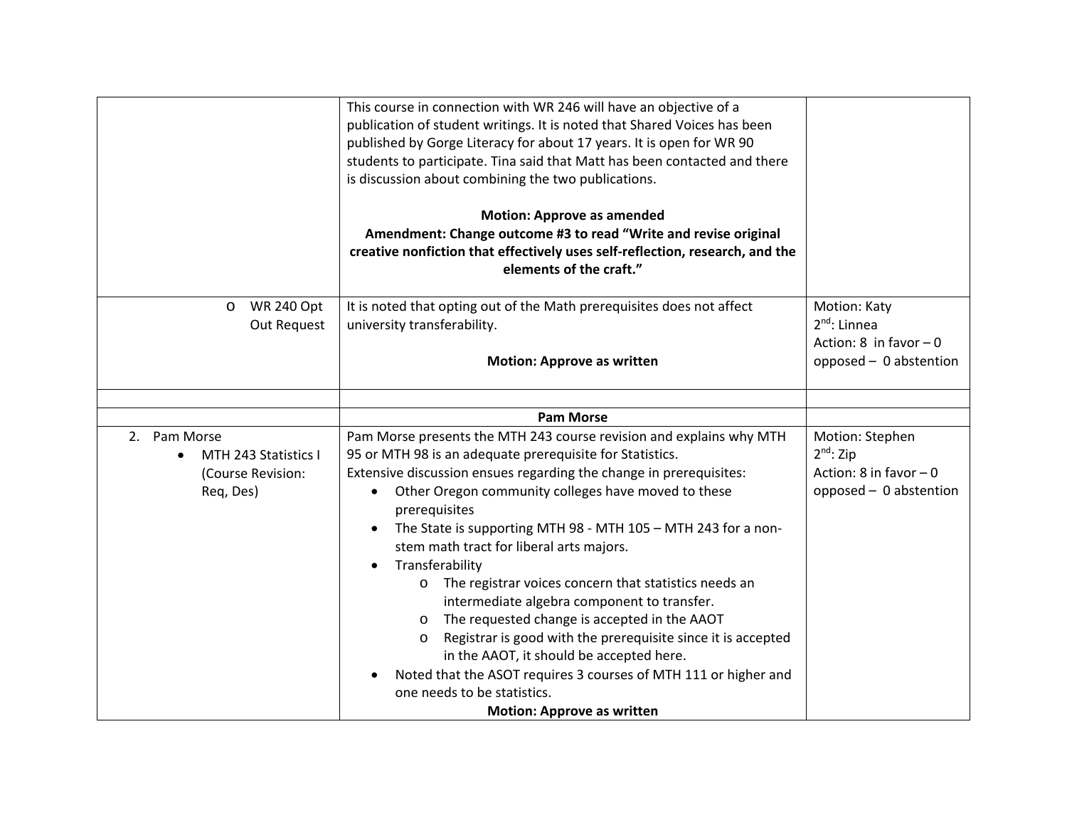| | | |
|---|---|---|
| | This course in connection with WR 246 will have an objective of a publication of student writings. It is noted that Shared Voices has been published by Gorge Literacy for about 17 years. It is open for WR 90 students to participate. Tina said that Matt has been contacted and there is discussion about combining the two publications.<br><br>**Motion: Approve as amended**<br>**Amendment: Change outcome #3 to read "Write and revise original creative nonfiction that effectively uses self-reflection, research, and the elements of the craft."** | |
| o WR 240 Opt Out Request | It is noted that opting out of the Math prerequisites does not affect university transferability.<br><br>**Motion: Approve as written** | Motion: Katy<br>2nd: Linnea<br>Action: 8 in favor – 0 opposed – 0 abstention |
| | | |
| | **Pam Morse** | |
| 2. Pam Morse<br>• MTH 243 Statistics I (Course Revision: Req, Des) | Pam Morse presents the MTH 243 course revision and explains why MTH 95 or MTH 98 is an adequate prerequisite for Statistics.<br>Extensive discussion ensues regarding the change in prerequisites:<br>• Other Oregon community colleges have moved to these prerequisites<br>• The State is supporting MTH 98 - MTH 105 – MTH 243 for a non-stem math tract for liberal arts majors.<br>• Transferability<br>&nbsp;&nbsp;o The registrar voices concern that statistics needs an intermediate algebra component to transfer.<br>&nbsp;&nbsp;o The requested change is accepted in the AAOT<br>&nbsp;&nbsp;o Registrar is good with the prerequisite since it is accepted in the AAOT, it should be accepted here.<br>• Noted that the ASOT requires 3 courses of MTH 111 or higher and one needs to be statistics.<br>**Motion: Approve as written** | Motion: Stephen<br>2nd: Zip<br>Action: 8 in favor – 0 opposed – 0 abstention |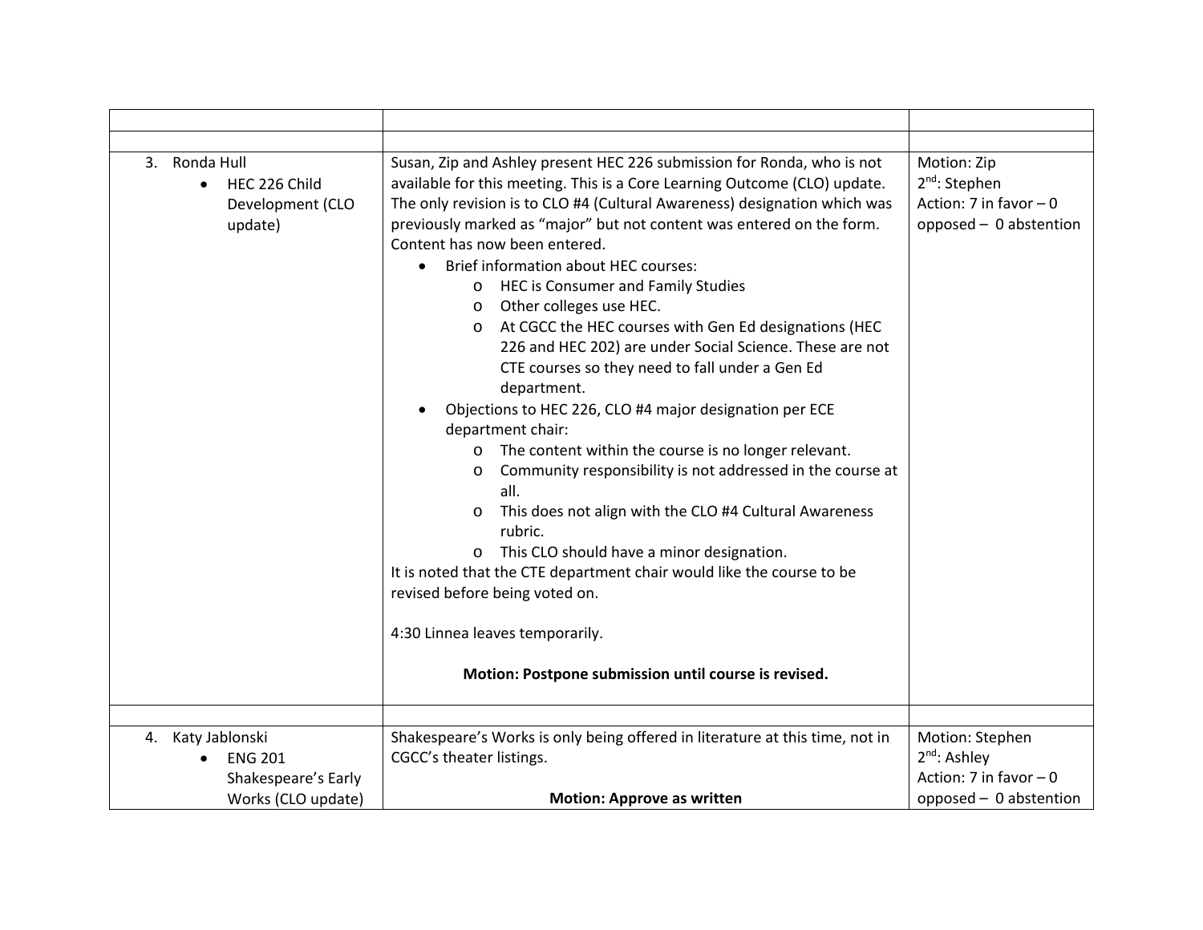| | | |
|---|---|---|
| | | |
| 3. Ronda Hull<br>• HEC 226 Child Development (CLO update) | Susan, Zip and Ashley present HEC 226 submission for Ronda, who is not available for this meeting. This is a Core Learning Outcome (CLO) update. The only revision is to CLO #4 (Cultural Awareness) designation which was previously marked as "major" but not content was entered on the form. Content has now been entered.<br>• Brief information about HEC courses:<br>&nbsp;&nbsp;o HEC is Consumer and Family Studies<br>&nbsp;&nbsp;o Other colleges use HEC.<br>&nbsp;&nbsp;o At CGCC the HEC courses with Gen Ed designations (HEC 226 and HEC 202) are under Social Science. These are not CTE courses so they need to fall under a Gen Ed department.<br>• Objections to HEC 226, CLO #4 major designation per ECE department chair:<br>&nbsp;&nbsp;o The content within the course is no longer relevant.<br>&nbsp;&nbsp;o Community responsibility is not addressed in the course at all.<br>&nbsp;&nbsp;o This does not align with the CLO #4 Cultural Awareness rubric.<br>&nbsp;&nbsp;o This CLO should have a minor designation.<br>It is noted that the CTE department chair would like the course to be revised before being voted on.<br><br>4:30 Linnea leaves temporarily.<br><br>**Motion: Postpone submission until course is revised.** | Motion: Zip<br>2nd: Stephen<br>Action: 7 in favor – 0 opposed – 0 abstention |
| | | |
| 4. Katy Jablonski<br>• ENG 201 Shakespeare's Early Works (CLO update) | Shakespeare's Works is only being offered in literature at this time, not in CGCC's theater listings.<br><br>**Motion: Approve as written** | Motion: Stephen<br>2nd: Ashley<br>Action: 7 in favor – 0 opposed – 0 abstention |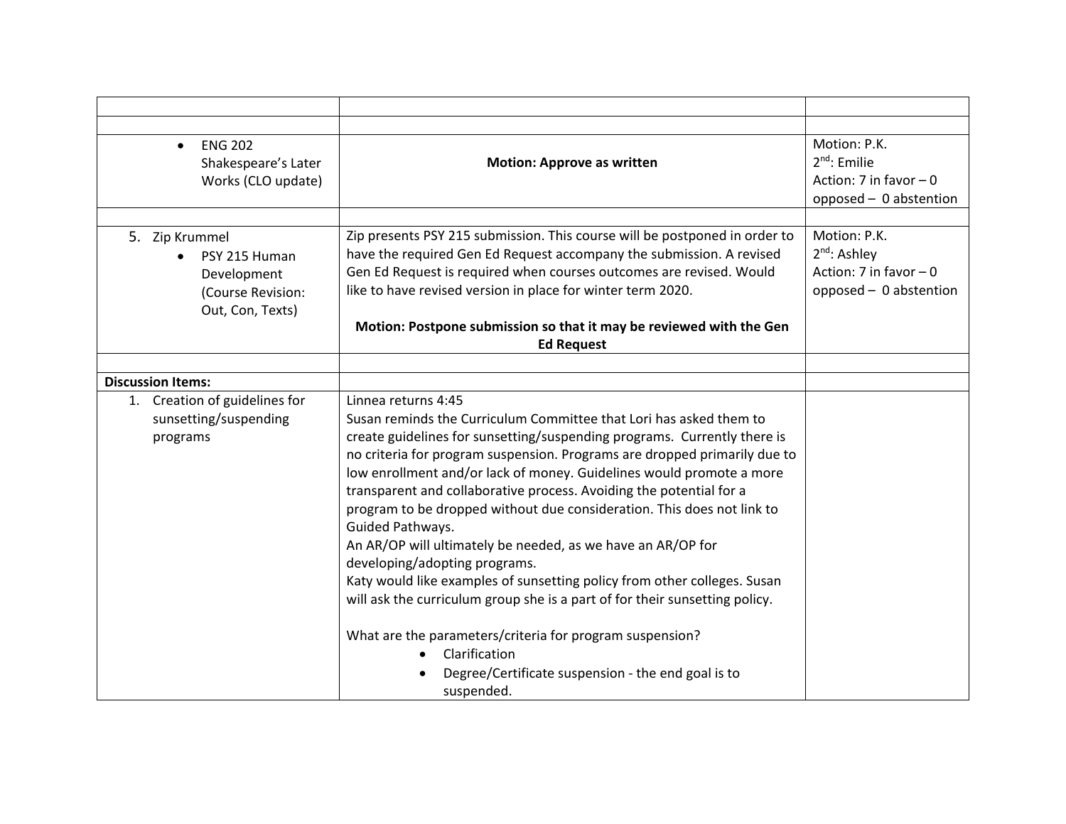| | | |
|---|---|---|
| | | |
| • ENG 202 Shakespeare's Later Works (CLO update) | **Motion: Approve as written** | Motion: P.K.<br>2nd: Emilie<br>Action: 7 in favor – 0 opposed – 0 abstention |
| | | |
| 5. Zip Krummel<br>• PSY 215 Human Development (Course Revision: Out, Con, Texts) | Zip presents PSY 215 submission. This course will be postponed in order to have the required Gen Ed Request accompany the submission. A revised Gen Ed Request is required when courses outcomes are revised. Would like to have revised version in place for winter term 2020.<br><br>**Motion: Postpone submission so that it may be reviewed with the Gen Ed Request** | Motion: P.K.<br>2nd: Ashley<br>Action: 7 in favor – 0 opposed – 0 abstention |
| | | |
| **Discussion Items:** | | |
| 1. Creation of guidelines for sunsetting/suspending programs | Linnea returns 4:45<br>Susan reminds the Curriculum Committee that Lori has asked them to create guidelines for sunsetting/suspending programs. Currently there is no criteria for program suspension. Programs are dropped primarily due to low enrollment and/or lack of money. Guidelines would promote a more transparent and collaborative process. Avoiding the potential for a program to be dropped without due consideration. This does not link to Guided Pathways.<br>An AR/OP will ultimately be needed, as we have an AR/OP for developing/adopting programs.<br>Katy would like examples of sunsetting policy from other colleges. Susan will ask the curriculum group she is a part of for their sunsetting policy.<br><br>What are the parameters/criteria for program suspension?<br>• Clarification<br>• Degree/Certificate suspension - the end goal is to suspended. | |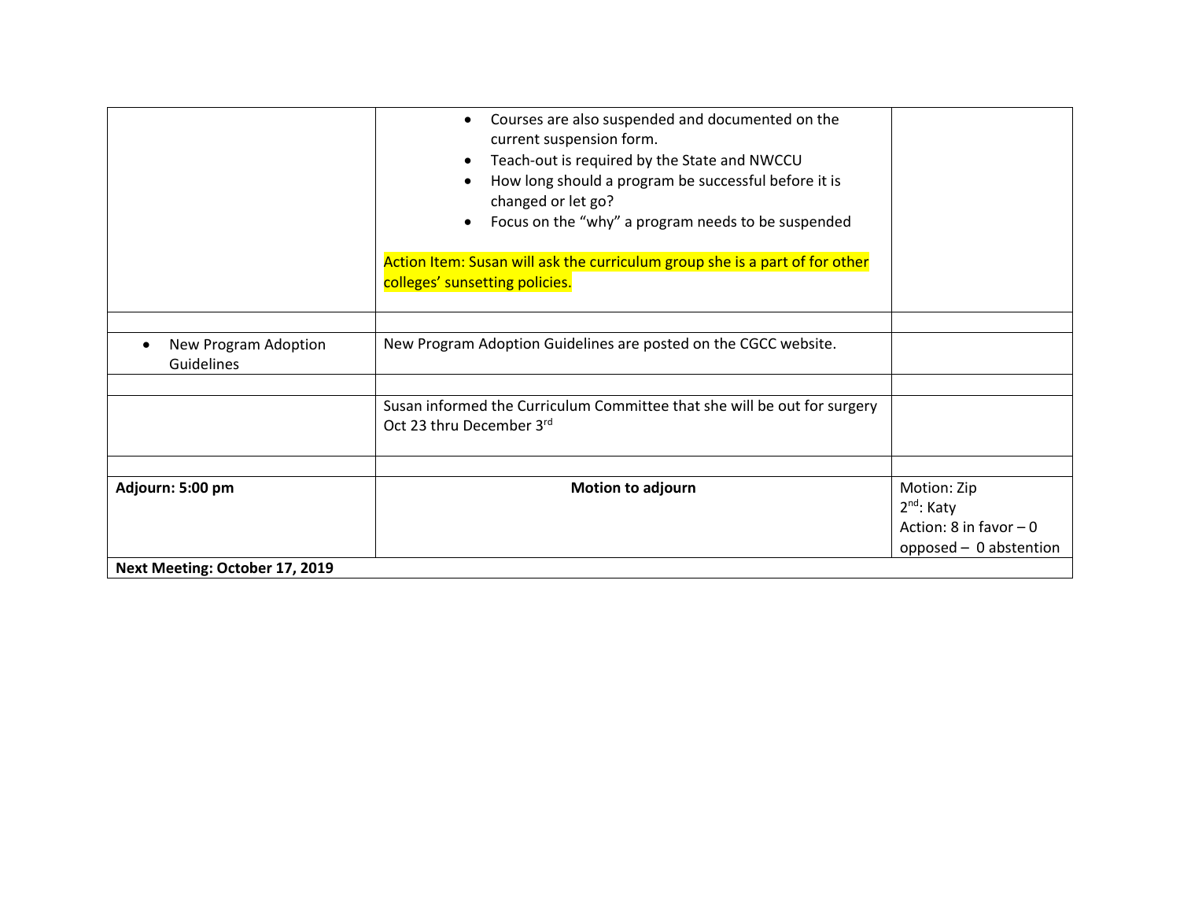| | | |
|---|---|---|
| | • Courses are also suspended and documented on the current suspension form.<br>• Teach-out is required by the State and NWCCU<br>• How long should a program be successful before it is changed or let go?<br>• Focus on the "why" a program needs to be suspended<br><br>Action Item: Susan will ask the curriculum group she is a part of for other colleges' sunsetting policies. | |
| | | |
| • New Program Adoption Guidelines | New Program Adoption Guidelines are posted on the CGCC website. | |
| | | |
| | Susan informed the Curriculum Committee that she will be out for surgery Oct 23 thru December 3rd | |
| | | |
| **Adjourn: 5:00 pm** | **Motion to adjourn** | Motion: Zip<br>2nd: Katy<br>Action: 8 in favor – 0 opposed – 0 abstention |
| **Next Meeting: October 17, 2019** | | |